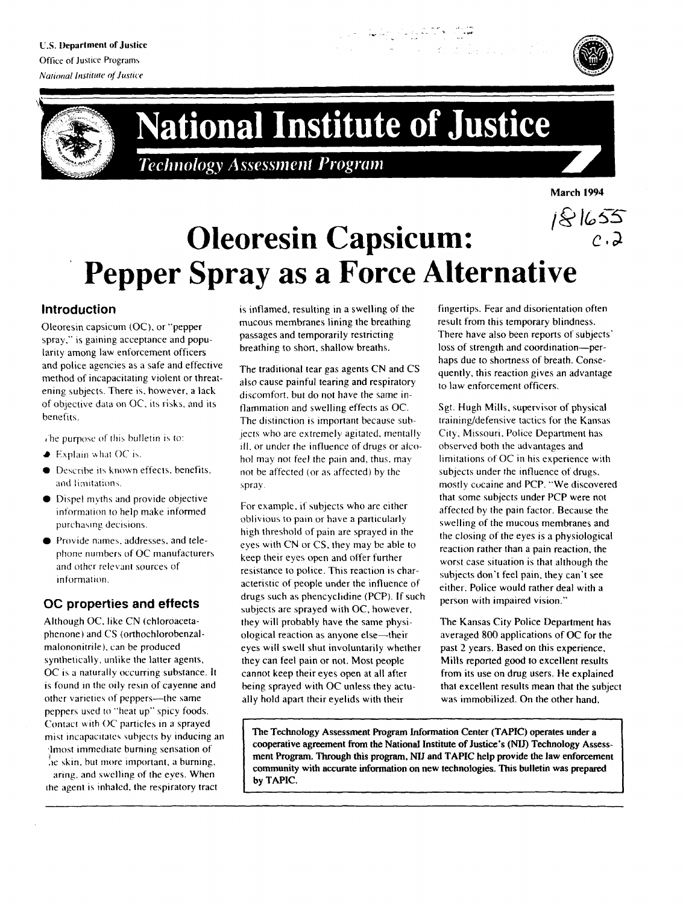U.S. Department of Justice
Office of Justice Programs
*National Institute of Justice*

# National Institute of Justice

*Technology Assessment Program*

**March 1994**

181655
c.2

# Oleoresin Capsicum: Pepper Spray as a Force Alternative

## Introduction

Oleoresin capsicum (OC), or "pepper spray," is gaining acceptance and popularity among law enforcement officers and police agencies as a safe and effective method of incapacitating violent or threatening subjects. There is, however, a lack of objective data on OC, its risks, and its benefits.

The purpose of this bulletin is to:

- Explain what OC is.
- Describe its known effects, benefits, and limitations.
- Dispel myths and provide objective information to help make informed purchasing decisions.
- Provide names, addresses, and telephone numbers of OC manufacturers and other relevant sources of information.

## OC properties and effects

Although OC, like CN (chloroacetaphenone) and CS (orthochlorobenzalmalononitrile), can be produced synthetically, unlike the latter agents, OC is a naturally occurring substance. It is found in the oily resin of cayenne and other varieties of peppers—the same peppers used to "heat up" spicy foods. Contact with OC particles in a sprayed mist incapacitates subjects by inducing an almost immediate burning sensation of the skin, but more important, a burning, tearing, and swelling of the eyes. When the agent is inhaled, the respiratory tract is inflamed, resulting in a swelling of the mucous membranes lining the breathing passages and temporarily restricting breathing to short, shallow breaths.

The traditional tear gas agents CN and CS also cause painful tearing and respiratory discomfort, but do not have the same inflammation and swelling effects as OC. The distinction is important because subjects who are extremely agitated, mentally ill, or under the influence of drugs or alcohol may not feel the pain and, thus, may not be affected (or as affected) by the spray.

For example, if subjects who are either oblivious to pain or have a particularly high threshold of pain are sprayed in the eyes with CN or CS, they may be able to keep their eyes open and offer further resistance to police. This reaction is characteristic of people under the influence of drugs such as phencyclidine (PCP). If such subjects are sprayed with OC, however, they will probably have the same physiological reaction as anyone else—their eyes will swell shut involuntarily whether they can feel pain or not. Most people cannot keep their eyes open at all after being sprayed with OC unless they actually hold apart their eyelids with their fingertips. Fear and disorientation often result from this temporary blindness. There have also been reports of subjects' loss of strength and coordination—perhaps due to shortness of breath. Consequently, this reaction gives an advantage to law enforcement officers.

Sgt. Hugh Mills, supervisor of physical training/defensive tactics for the Kansas City, Missouri, Police Department has observed both the advantages and limitations of OC in his experience with subjects under the influence of drugs, mostly cocaine and PCP. "We discovered that some subjects under PCP were not affected by the pain factor. Because the swelling of the mucous membranes and the closing of the eyes is a physiological reaction rather than a pain reaction, the worst case situation is that although the subjects don't feel pain, they can't see either. Police would rather deal with a person with impaired vision."

The Kansas City Police Department has averaged 800 applications of OC for the past 2 years. Based on this experience, Mills reported good to excellent results from its use on drug users. He explained that excellent results mean that the subject was immobilized. On the other hand,

**The Technology Assessment Program Information Center (TAPIC) operates under a cooperative agreement from the National Institute of Justice's (NIJ) Technology Assessment Program. Through this program, NIJ and TAPIC help provide the law enforcement community with accurate information on new technologies. This bulletin was prepared by TAPIC.**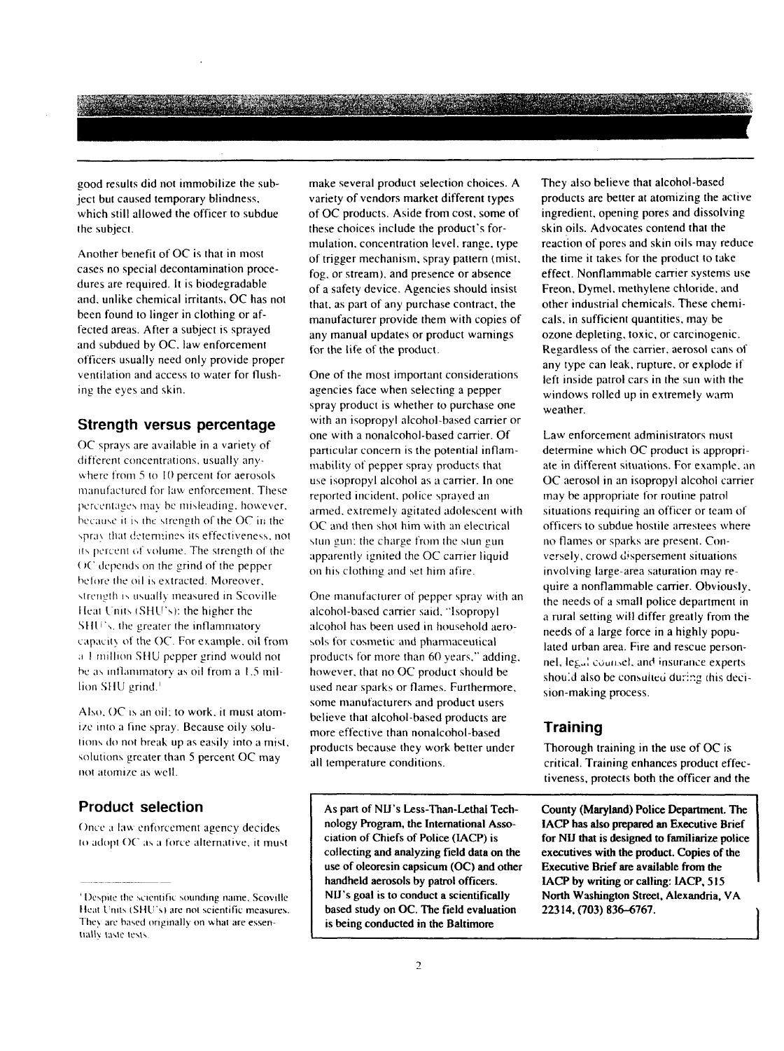good results did not immobilize the subject but caused temporary blindness, which still allowed the officer to subdue the subject.

Another benefit of OC is that in most cases no special decontamination procedures are required. It is biodegradable and, unlike chemical irritants, OC has not been found to linger in clothing or affected areas. After a subject is sprayed and subdued by OC, law enforcement officers usually need only provide proper ventilation and access to water for flushing the eyes and skin.

## Strength versus percentage

OC sprays are available in a variety of different concentrations, usually anywhere from 5 to 10 percent for aerosols manufactured for law enforcement. These percentages may be misleading, however, because it is the strength of the OC in the spray that determines its effectiveness, not its percent of volume. The strength of the OC depends on the grind of the pepper before the oil is extracted. Moreover, strength is usually measured in Scoville Heat Units (SHU's): the higher the SHU's, the greater the inflammatory capacity of the OC. For example, oil from a 1 million SHU pepper grind would not be as inflammatory as oil from a 1.5 million SHU grind.[1]

Also, OC is an oil; to work, it must atomize into a fine spray. Because oily solutions do not break up as easily into a mist, solutions greater than 5 percent OC may not atomize as well.

## Product selection

Once a law enforcement agency decides to adopt OC as a force alternative, it must make several product selection choices. A variety of vendors market different types of OC products. Aside from cost, some of these choices include the product's formulation, concentration level, range, type of trigger mechanism, spray pattern (mist, fog, or stream), and presence or absence of a safety device. Agencies should insist that, as part of any purchase contract, the manufacturer provide them with copies of any manual updates or product warnings for the life of the product.

One of the most important considerations agencies face when selecting a pepper spray product is whether to purchase one with an isopropyl alcohol-based carrier or one with a nonalcohol-based carrier. Of particular concern is the potential inflammability of pepper spray products that use isopropyl alcohol as a carrier. In one reported incident, police sprayed an armed, extremely agitated adolescent with OC and then shot him with an electrical stun gun; the charge from the stun gun apparently ignited the OC carrier liquid on his clothing and set him afire.

One manufacturer of pepper spray with an alcohol-based carrier said, "Isopropyl alcohol has been used in household aerosols for cosmetic and pharmaceutical products for more than 60 years," adding, however, that no OC product should be used near sparks or flames. Furthermore, some manufacturers and product users believe that alcohol-based products are more effective than nonalcohol-based products because they work better under all temperature conditions.

They also believe that alcohol-based products are better at atomizing the active ingredient, opening pores and dissolving skin oils. Advocates contend that the reaction of pores and skin oils may reduce the time it takes for the product to take effect. Nonflammable carrier systems use Freon, Dymel, methylene chloride, and other industrial chemicals. These chemicals, in sufficient quantities, may be ozone depleting, toxic, or carcinogenic. Regardless of the carrier, aerosol cans of any type can leak, rupture, or explode if left inside patrol cars in the sun with the windows rolled up in extremely warm weather.

Law enforcement administrators must determine which OC product is appropriate in different situations. For example, an OC aerosol in an isopropyl alcohol carrier may be appropriate for routine patrol situations requiring an officer or team of officers to subdue hostile arrestees where no flames or sparks are present. Conversely, crowd dispersement situations involving large-area saturation may require a nonflammable carrier. Obviously, the needs of a small police department in a rural setting will differ greatly from the needs of a large force in a highly populated urban area. Fire and rescue personnel, legal counsel, and insurance experts should also be consulted during this decision-making process.

## Training

Thorough training in the use of OC is critical. Training enhances product effectiveness, protects both the officer and the

**As part of NIJ's Less-Than-Lethal Technology Program, the International Association of Chiefs of Police (IACP) is collecting and analyzing field data on the use of oleoresin capsicum (OC) and other handheld aerosols by patrol officers. NIJ's goal is to conduct a scientifically based study on OC. The field evaluation is being conducted in the Baltimore County (Maryland) Police Department. The IACP has also prepared an Executive Brief for NIJ that is designed to familiarize police executives with the product. Copies of the Executive Brief are available from the IACP by writing or calling: IACP, 515 North Washington Street, Alexandria, VA 22314, (703) 836–6767.**

---

[1] Despite the scientific sounding name, Scoville Heat Units (SHU's) are not scientific measures. They are based originally on what are essentially taste tests.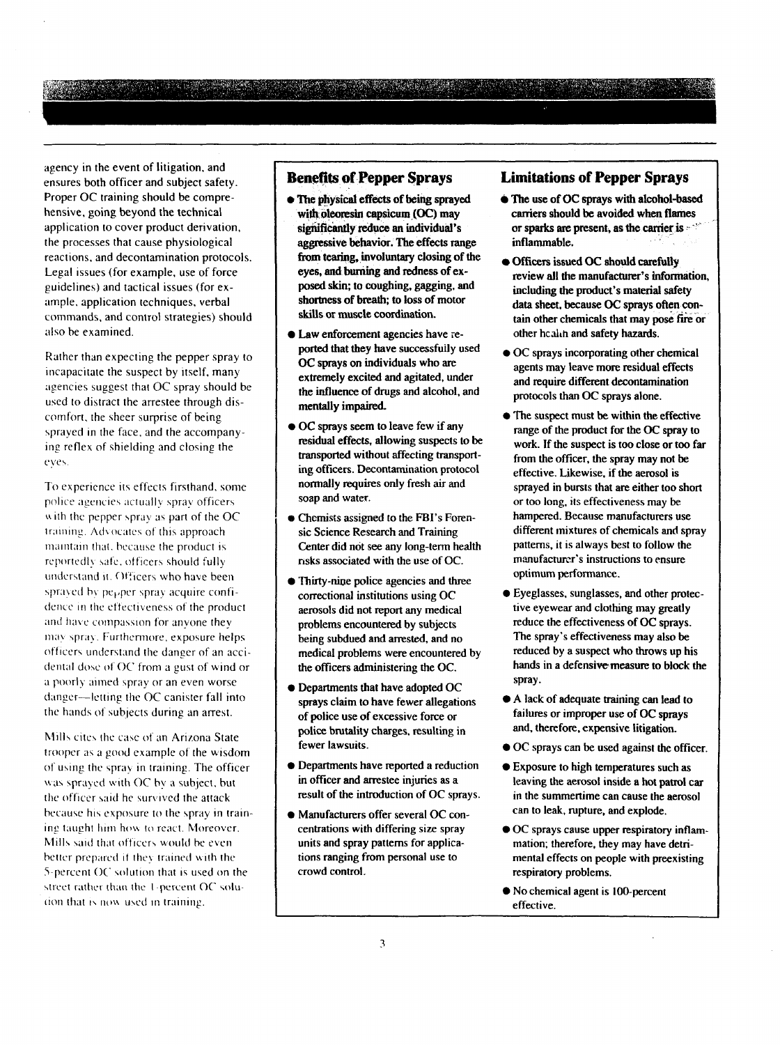agency in the event of litigation, and ensures both officer and subject safety. Proper OC training should be comprehensive, going beyond the technical application to cover product derivation, the processes that cause physiological reactions, and decontamination protocols. Legal issues (for example, use of force guidelines) and tactical issues (for example, application techniques, verbal commands, and control strategies) should also be examined.

Rather than expecting the pepper spray to incapacitate the suspect by itself, many agencies suggest that OC spray should be used to distract the arrestee through discomfort, the sheer surprise of being sprayed in the face, and the accompanying reflex of shielding and closing the eyes.

To experience its effects firsthand, some police agencies actually spray officers with the pepper spray as part of the OC training. Advocates of this approach maintain that, because the product is reportedly safe, officers should fully understand it. Officers who have been sprayed by pepper spray acquire confidence in the effectiveness of the product and have compassion for anyone they may spray. Furthermore, exposure helps officers understand the danger of an accidental dose of OC from a gust of wind or a poorly aimed spray or an even worse danger—letting the OC canister fall into the hands of subjects during an arrest.

Mills cites the case of an Arizona State trooper as a good example of the wisdom of using the spray in training. The officer was sprayed with OC by a subject, but the officer said he survived the attack because his exposure to the spray in training taught him how to react. Moreover, Mills said that officers would be even better prepared if they trained with the 5-percent OC solution that is used on the street rather than the 1-percent OC solution that is now used in training.

## Benefits of Pepper Spray

- **The physical effects of being sprayed with oleoresin capsicum (OC) may significantly reduce an individual's aggressive behavior. The effects range from tearing, involuntary closing of the eyes, and burning and redness of exposed skin; to coughing, gagging, and shortness of breath; to loss of motor skills or muscle coordination.**
- **Law enforcement agencies have reported that they have successfully used OC sprays on individuals who are extremely excited and agitated, under the influence of drugs and alcohol, and mentally impaired.**
- **OC sprays seem to leave few if any residual effects, allowing suspects to be transported without affecting transporting officers. Decontamination protocol normally requires only fresh air and soap and water.**
- **Chemists assigned to the FBI's Forensic Science Research and Training Center did not see any long-term health risks associated with the use of OC.**
- **Thirty-nine police agencies and three correctional institutions using OC aerosols did not report any medical problems encountered by subjects being subdued and arrested, and no medical problems were encountered by the officers administering the OC.**
- **Departments that have adopted OC sprays claim to have fewer allegations of police use of excessive force or police brutality charges, resulting in fewer lawsuits.**
- **Departments have reported a reduction in officer and arrestee injuries as a result of the introduction of OC sprays.**
- **Manufacturers offer several OC concentrations with differing size spray units and spray patterns for applications ranging from personal use to crowd control.**

## Limitations of Pepper Sprays

- **The use of OC sprays with alcohol-based carriers should be avoided when flames or sparks are present, as the carrier is inflammable.**
- **Officers issued OC should carefully review all the manufacturer's information, including the product's material safety data sheet, because OC sprays often contain other chemicals that may pose fire or other health and safety hazards.**
- **OC sprays incorporating other chemical agents may leave more residual effects and require different decontamination protocols than OC sprays alone.**
- **The suspect must be within the effective range of the product for the OC spray to work. If the suspect is too close or too far from the officer, the spray may not be effective. Likewise, if the aerosol is sprayed in bursts that are either too short or too long, its effectiveness may be hampered. Because manufacturers use different mixtures of chemicals and spray patterns, it is always best to follow the manufacturer's instructions to ensure optimum performance.**
- **Eyeglasses, sunglasses, and other protective eyewear and clothing may greatly reduce the effectiveness of OC sprays. The spray's effectiveness may also be reduced by a suspect who throws up his hands in a defensive measure to block the spray.**
- **A lack of adequate training can lead to failures or improper use of OC sprays and, therefore, expensive litigation.**
- **OC sprays can be used against the officer.**
- **Exposure to high temperatures such as leaving the aerosol inside a hot patrol car in the summertime can cause the aerosol can to leak, rupture, and explode.**
- **OC sprays cause upper respiratory inflammation; therefore, they may have detrimental effects on people with preexisting respiratory problems.**
- **No chemical agent is 100-percent effective.**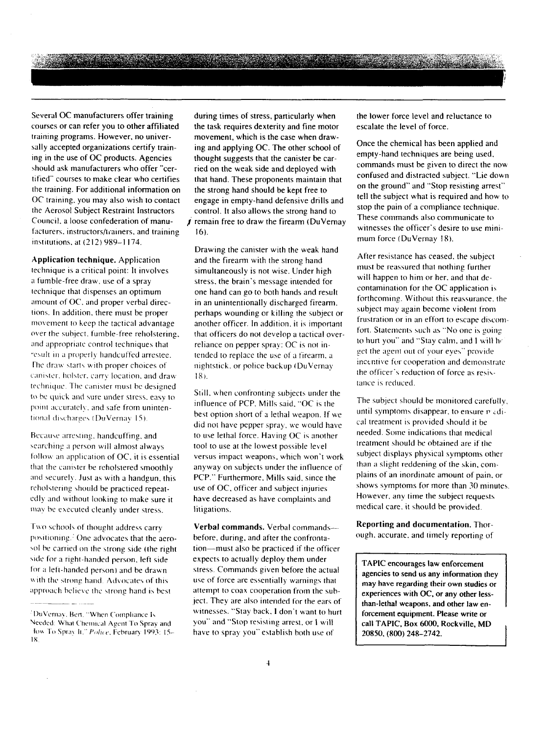Several OC manufacturers offer training courses or can refer you to other affiliated training programs. However, no universally accepted organizations certify training in the use of OC products. Agencies should ask manufacturers who offer "certified" courses to make clear who certifies the training. For additional information on OC training, you may also wish to contact the Aerosol Subject Restraint Instructors Council, a loose confederation of manufacturers, instructors/trainers, and training institutions, at (212) 989–1174.

**Application technique.** Application technique is a critical point: It involves a fumble-free draw, use of a spray technique that dispenses an optimum amount of OC, and proper verbal directions. In addition, there must be proper movement to keep the tactical advantage over the subject, fumble-free reholstering, and appropriate control techniques that result in a properly handcuffed arrestee. The draw starts with proper choices of canister, holster, carry location, and draw technique. The canister must be designed to be quick and sure under stress, easy to point accurately, and safe from unintentional discharges (DuVernay 15).

Because arresting, handcuffing, and searching a person will almost always follow an application of OC, it is essential that the canister be reholstered smoothly and securely. Just as with a handgun, this reholstering should be practiced repeatedly and without looking to make sure it may be executed cleanly under stress.

Two schools of thought address carry positioning.[2] One advocates that the aerosol be carried on the strong side (the right side for a right-handed person, left side for a left-handed person) and be drawn with the strong hand. Advocates of this approach believe the strong hand is best during times of stress, particularly when the task requires dexterity and fine motor movement, which is the case when drawing and applying OC. The other school of thought suggests that the canister be carried on the weak side and deployed with that hand. These proponents maintain that the strong hand should be kept free to engage in empty-hand defensive drills and control. It also allows the strong hand to remain free to draw the firearm (DuVernay 16).

Drawing the canister with the weak hand and the firearm with the strong hand simultaneously is not wise. Under high stress, the brain's message intended for one hand can go to both hands and result in an unintentionally discharged firearm, perhaps wounding or killing the subject or another officer. In addition, it is important that officers do not develop a tactical overreliance on pepper spray: OC is not intended to replace the use of a firearm, a nightstick, or police backup (DuVernay 18).

Still, when confronting subjects under the influence of PCP, Mills said, "OC is the best option short of a lethal weapon. If we did not have pepper spray, we would have to use lethal force. Having OC is another tool to use at the lowest possible level versus impact weapons, which won't work anyway on subjects under the influence of PCP." Furthermore, Mills said, since the use of OC, officer and subject injuries have decreased as have complaints and litigations.

**Verbal commands.** Verbal commands—before, during, and after the confrontation—must also be practiced if the officer expects to actually deploy them under stress. Commands given before the actual use of force are essentially warnings that attempt to coax cooperation from the subject. They are also intended for the ears of witnesses. "Stay back, I don't want to hurt you" and "Stop resisting arrest, or I will have to spray you" establish both use of the lower force level and reluctance to escalate the level of force.

Once the chemical has been applied and empty-hand techniques are being used, commands must be given to direct the now confused and distracted subject. "Lie down on the ground" and "Stop resisting arrest" tell the subject what is required and how to stop the pain of a compliance technique. These commands also communicate to witnesses the officer's desire to use minimum force (DuVernay 18).

After resistance has ceased, the subject must be reassured that nothing further will happen to him or her, and that decontamination for the OC application is forthcoming. Without this reassurance, the subject may again become violent from frustration or in an effort to escape discomfort. Statements such as "No one is going to hurt you" and "Stay calm, and I will help get the agent out of your eyes" provide incentive for cooperation and demonstrate the officer's reduction of force as resistance is reduced.

The subject should be monitored carefully, until symptoms disappear, to ensure medical treatment is provided should it be needed. Some indications that medical treatment should be obtained are if the subject displays physical symptoms other than a slight reddening of the skin, complains of an inordinate amount of pain, or shows symptoms for more than 30 minutes. However, any time the subject requests medical care, it should be provided.

**Reporting and documentation.** Thorough, accurate, and timely reporting of

**TAPIC encourages law enforcement agencies to send us any information they may have regarding their own studies or experiences with OC, or any other less-than-lethal weapons, and other law enforcement equipment. Please write or call TAPIC, Box 6000, Rockville, MD 20850, (800) 248–2742.**

---

[2] DuVernay, Bert. "When Compliance Is Needed: What Chemical Agent To Spray and How To Spray It." *Police*, February 1993: 15–18.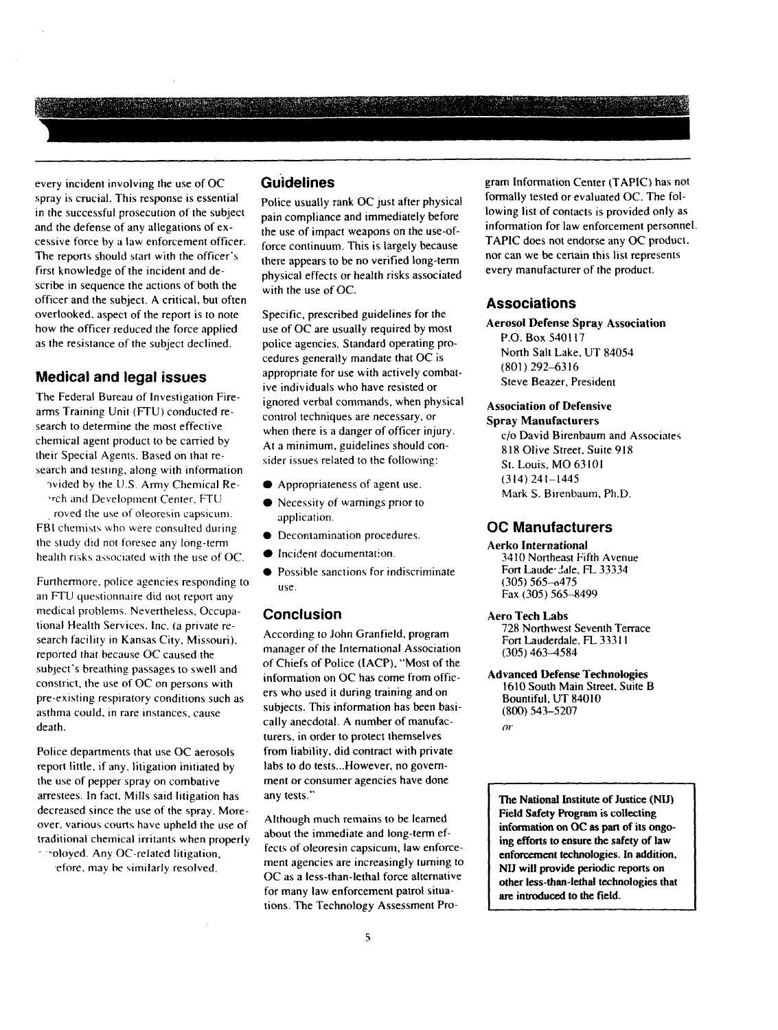every incident involving the use of OC spray is crucial. This response is essential in the successful prosecution of the subject and the defense of any allegations of excessive force by a law enforcement officer. The reports should start with the officer's first knowledge of the incident and describe in sequence the actions of both the officer and the subject. A critical, but often overlooked, aspect of the report is to note how the officer reduced the force applied as the resistance of the subject declined.

## Medical and legal issues

The Federal Bureau of Investigation Firearms Training Unit (FTU) conducted research to determine the most effective chemical agent product to be carried by their Special Agents. Based on that research and testing, along with information provided by the U.S. Army Chemical Research and Development Center, FTU approved the use of oleoresin capsicum. FBI chemists who were consulted during the study did not foresee any long-term health risks associated with the use of OC.

Furthermore, police agencies responding to an FTU questionnaire did not report any medical problems. Nevertheless, Occupational Health Services, Inc. (a private research facility in Kansas City, Missouri), reported that because OC caused the subject's breathing passages to swell and constrict, the use of OC on persons with pre-existing respiratory conditions such as asthma could, in rare instances, cause death.

Police departments that use OC aerosols report little, if any, litigation initiated by the use of pepper spray on combative arrestees. In fact, Mills said litigation has decreased since the use of the spray. Moreover, various courts have upheld the use of traditional chemical irritants when properly employed. Any OC-related litigation, therefore, may be similarly resolved.

## Guidelines

Police usually rank OC just after physical pain compliance and immediately before the use of impact weapons on the use-of-force continuum. This is largely because there appears to be no verified long-term physical effects or health risks associated with the use of OC.

Specific, prescribed guidelines for the use of OC are usually required by most police agencies. Standard operating procedures generally mandate that OC is appropriate for use with actively combative individuals who have resisted or ignored verbal commands, when physical control techniques are necessary, or when there is a danger of officer injury. At a minimum, guidelines should consider issues related to the following:

- Appropriateness of agent use.
- Necessity of warnings prior to application.
- Decontamination procedures.
- Incident documentation.
- Possible sanctions for indiscriminate use.

## Conclusion

According to John Granfield, program manager of the International Association of Chiefs of Police (IACP), "Most of the information on OC has come from officers who used it during training and on subjects. This information has been basically anecdotal. A number of manufacturers, in order to protect themselves from liability, did contract with private labs to do tests...However, no government or consumer agencies have done any tests."

Although much remains to be learned about the immediate and long-term effects of oleoresin capsicum, law enforcement agencies are increasingly turning to OC as a less-than-lethal force alternative for many law enforcement patrol situations. The Technology Assessment Program Information Center (TAPIC) has not formally tested or evaluated OC. The following list of contacts is provided only as information for law enforcement personnel. TAPIC does not endorse any OC product, nor can we be certain this list represents every manufacturer of the product.

## Associations

**Aerosol Defense Spray Association**
P.O. Box 540117
North Salt Lake, UT 84054
(801) 292–6316
Steve Beazer, President

**Association of Defensive Spray Manufacturers**
c/o David Birenbaum and Associates
818 Olive Street, Suite 918
St. Louis, MO 63101
(314) 241–1445
Mark S. Birenbaum, Ph.D.

## OC Manufacturers

**Aerko International**
3410 Northeast Fifth Avenue
Fort Lauderdale, FL 33334
(305) 565–6475
Fax (305) 565–8499

**Aero Tech Labs**
728 Northwest Seventh Terrace
Fort Lauderdale, FL 33311
(305) 463–4584

**Advanced Defense Technologies**
1610 South Main Street, Suite B
Bountiful, UT 84010
(800) 543–5207
*or*

**The National Institute of Justice (NIJ) Field Safety Program is collecting information on OC as part of its ongoing efforts to ensure the safety of law enforcement technologies. In addition, NIJ will provide periodic reports on other less-than-lethal technologies that are introduced to the field.**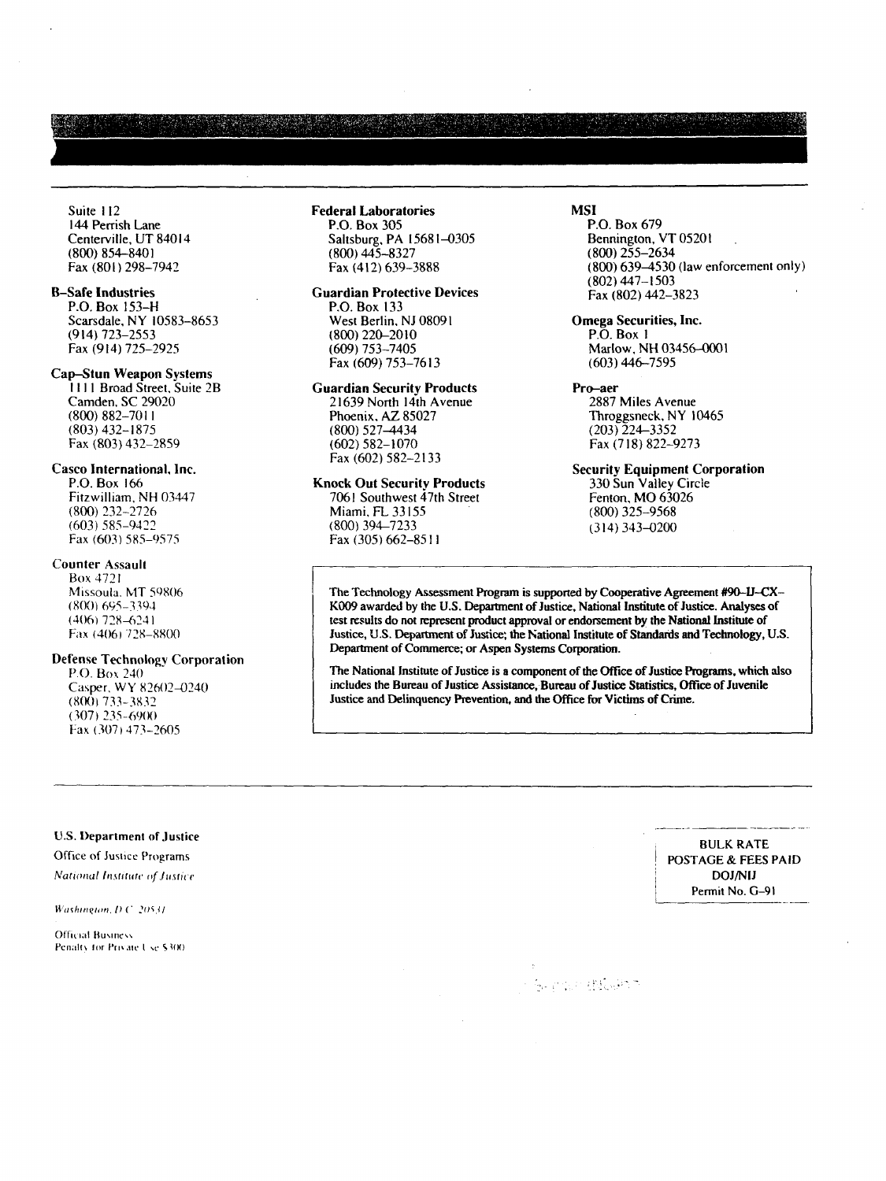Suite 112
144 Perrish Lane
Centerville, UT 84014
(800) 854–8401
Fax (801) 298–7942

**B–Safe Industries**
P.O. Box 153–H
Scarsdale, NY 10583–8653
(914) 723–2553
Fax (914) 725–2925

**Cap–Stun Weapon Systems**
1111 Broad Street, Suite 2B
Camden, SC 29020
(800) 882–7011
(803) 432–1875
Fax (803) 432–2859

**Casco International, Inc.**
P.O. Box 166
Fitzwilliam, NH 03447
(800) 232–2726
(603) 585–9422
Fax (603) 585–9575

**Counter Assault**
Box 4721
Missoula, MT 59806
(800) 695–3394
(406) 728–6241
Fax (406) 728–8800

**Defense Technology Corporation**
P.O. Box 240
Casper, WY 82602–0240
(800) 733–3832
(307) 235–6900
Fax (307) 473–2605

**Federal Laboratories**
P.O. Box 305
Saltsburg, PA 15681–0305
(800) 445–8327
Fax (412) 639–3888

**Guardian Protective Devices**
P.O. Box 133
West Berlin, NJ 08091
(800) 220–2010
(609) 753–7405
Fax (609) 753–7613

**Guardian Security Products**
21639 North 14th Avenue
Phoenix, AZ 85027
(800) 527–4434
(602) 582–1070
Fax (602) 582–2133

**Knock Out Security Products**
7061 Southwest 47th Street
Miami, FL 33155
(800) 394–7233
Fax (305) 662–8511

**MSI**
P.O. Box 679
Bennington, VT 05201
(800) 255–2634
(800) 639–4530 (law enforcement only)
(802) 447–1503
Fax (802) 442–3823

**Omega Securities, Inc.**
P.O. Box 1
Marlow, NH 03456–0001
(603) 446–7595

**Pro–aer**
2887 Miles Avenue
Throggsneck, NY 10465
(203) 224–3352
Fax (718) 822–9273

**Security Equipment Corporation**
330 Sun Valley Circle
Fenton, MO 63026
(800) 325–9568
(314) 343–0200

**The Technology Assessment Program is supported by Cooperative Agreement #90–IJ–CX–K009 awarded by the U.S. Department of Justice, National Institute of Justice. Analyses of test results do not represent product approval or endorsement by the National Institute of Justice, U.S. Department of Justice; the National Institute of Standards and Technology, U.S. Department of Commerce; or Aspen Systems Corporation.**

**The National Institute of Justice is a component of the Office of Justice Programs, which also includes the Bureau of Justice Assistance, Bureau of Justice Statistics, Office of Juvenile Justice and Delinquency Prevention, and the Office for Victims of Crime.**

**U.S. Department of Justice**
Office of Justice Programs
*National Institute of Justice*

*Washington, D.C. 20531*

Official Business
Penalty for Private Use $300

BULK RATE
POSTAGE & FEES PAID
DOJ/NIJ
Permit No. G–91